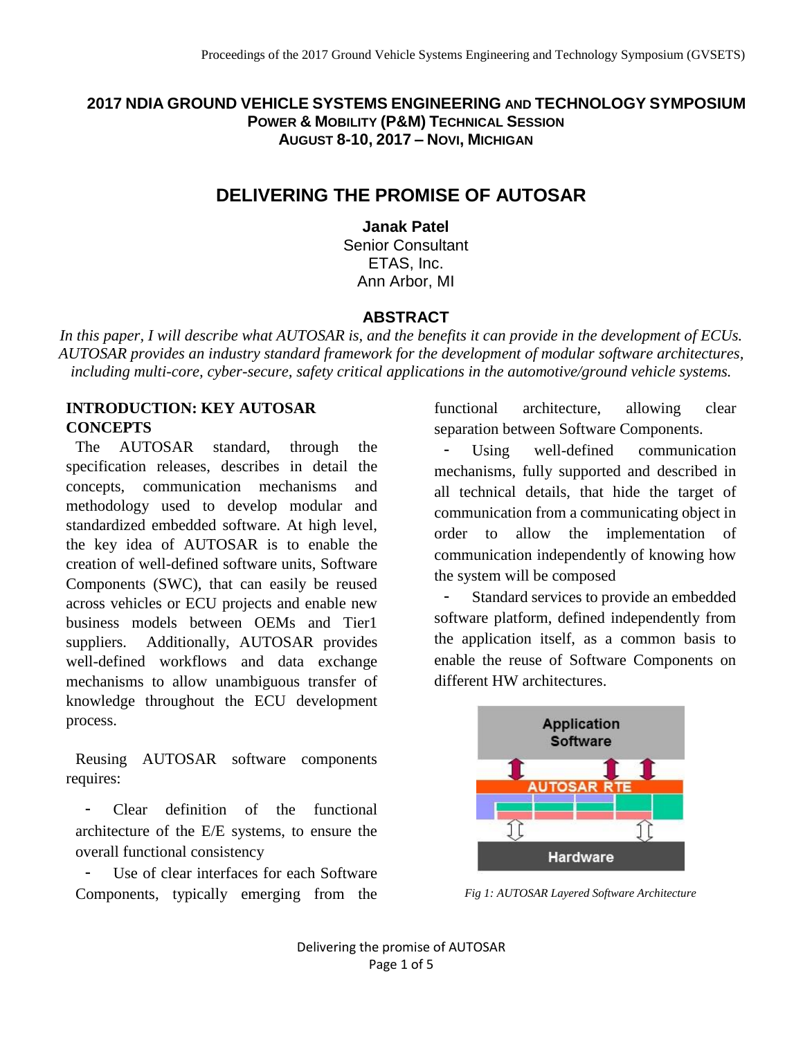**2017 NDIA GROUND VEHICLE SYSTEMS ENGINEERING AND TECHNOLOGY SYMPOSIUM**
**POWER & MOBILITY (P&M) TECHNICAL SESSION**
**AUGUST 8-10, 2017 – NOVI, MICHIGAN**

# DELIVERING THE PROMISE OF AUTOSAR

**Janak Patel**
Senior Consultant
ETAS, Inc.
Ann Arbor, MI

## ABSTRACT

*In this paper, I will describe what AUTOSAR is, and the benefits it can provide in the development of ECUs. AUTOSAR provides an industry standard framework for the development of modular software architectures, including multi-core, cyber-secure, safety critical applications in the automotive/ground vehicle systems.*

## INTRODUCTION: KEY AUTOSAR CONCEPTS

The AUTOSAR standard, through the specification releases, describes in detail the concepts, communication mechanisms and methodology used to develop modular and standardized embedded software. At high level, the key idea of AUTOSAR is to enable the creation of well-defined software units, Software Components (SWC), that can easily be reused across vehicles or ECU projects and enable new business models between OEMs and Tier1 suppliers. Additionally, AUTOSAR provides well-defined workflows and data exchange mechanisms to allow unambiguous transfer of knowledge throughout the ECU development process.

Reusing AUTOSAR software components requires:

- Clear definition of the functional architecture of the E/E systems, to ensure the overall functional consistency
- Use of clear interfaces for each Software Components, typically emerging from the functional architecture, allowing clear separation between Software Components.
- Using well-defined communication mechanisms, fully supported and described in all technical details, that hide the target of communication from a communicating object in order to allow the implementation of communication independently of knowing how the system will be composed
- Standard services to provide an embedded software platform, defined independently from the application itself, as a common basis to enable the reuse of Software Components on different HW architectures.

*Fig 1: AUTOSAR Layered Software Architecture*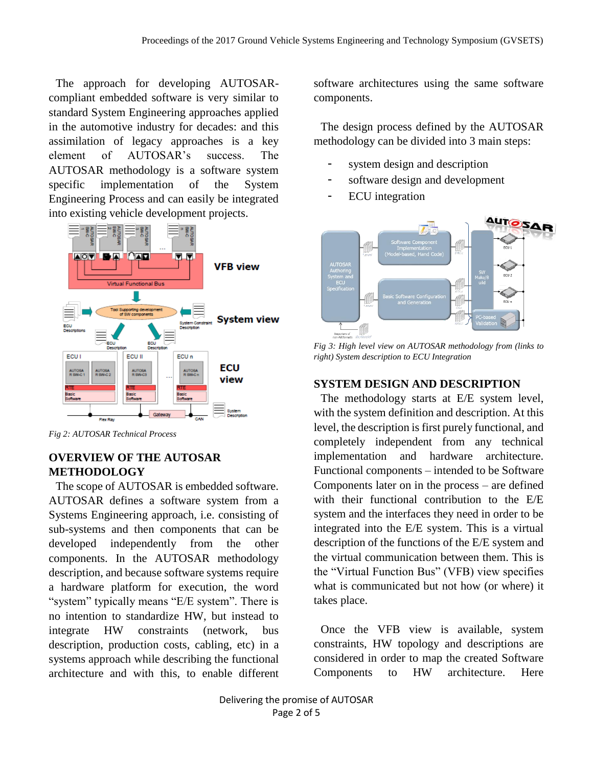The approach for developing AUTOSAR-compliant embedded software is very similar to standard System Engineering approaches applied in the automotive industry for decades: and this assimilation of legacy approaches is a key element of AUTOSAR's success. The AUTOSAR methodology is a software system specific implementation of the System Engineering Process and can easily be integrated into existing vehicle development projects.

Fig 2: AUTOSAR Technical Process

## OVERVIEW OF THE AUTOSAR METHODOLOGY

The scope of AUTOSAR is embedded software. AUTOSAR defines a software system from a Systems Engineering approach, i.e. consisting of sub-systems and then components that can be developed independently from the other components. In the AUTOSAR methodology description, and because software systems require a hardware platform for execution, the word "system" typically means "E/E system". There is no intention to standardize HW, but instead to integrate HW constraints (network, bus description, production costs, cabling, etc) in a systems approach while describing the functional architecture and with this, to enable different software architectures using the same software components.

The design process defined by the AUTOSAR methodology can be divided into 3 main steps:

- system design and description
- software design and development
- ECU integration

Fig 3: High level view on AUTOSAR methodology from (links to right) System description to ECU Integration

## SYSTEM DESIGN AND DESCRIPTION

The methodology starts at E/E system level, with the system definition and description. At this level, the description is first purely functional, and completely independent from any technical implementation and hardware architecture. Functional components – intended to be Software Components later on in the process – are defined with their functional contribution to the E/E system and the interfaces they need in order to be integrated into the E/E system. This is a virtual description of the functions of the E/E system and the virtual communication between them. This is the "Virtual Function Bus" (VFB) view specifies what is communicated but not how (or where) it takes place.

Once the VFB view is available, system constraints, HW topology and descriptions are considered in order to map the created Software Components to HW architecture. Here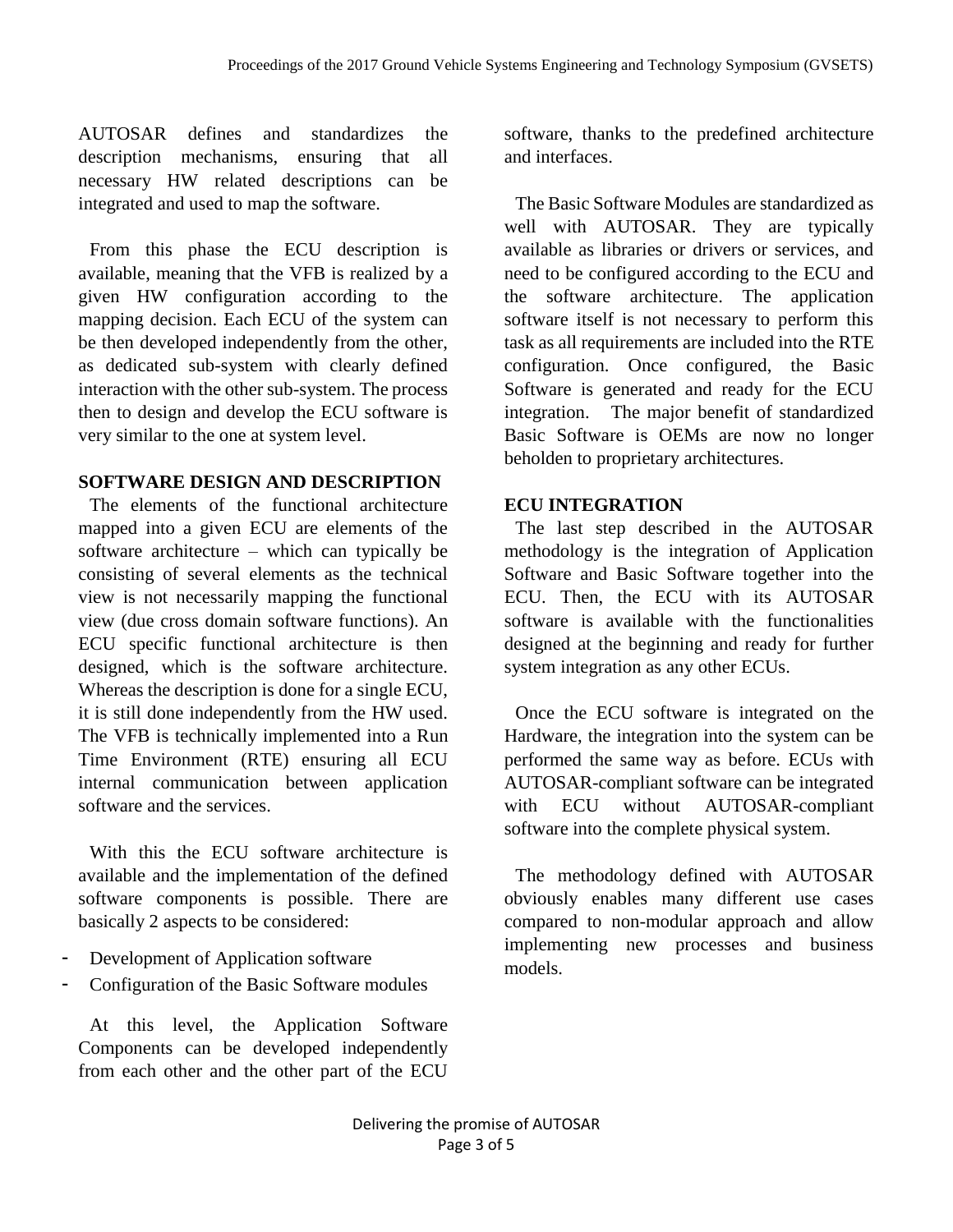AUTOSAR defines and standardizes the description mechanisms, ensuring that all necessary HW related descriptions can be integrated and used to map the software.

From this phase the ECU description is available, meaning that the VFB is realized by a given HW configuration according to the mapping decision. Each ECU of the system can be then developed independently from the other, as dedicated sub-system with clearly defined interaction with the other sub-system. The process then to design and develop the ECU software is very similar to the one at system level.

## SOFTWARE DESIGN AND DESCRIPTION

The elements of the functional architecture mapped into a given ECU are elements of the software architecture – which can typically be consisting of several elements as the technical view is not necessarily mapping the functional view (due cross domain software functions). An ECU specific functional architecture is then designed, which is the software architecture. Whereas the description is done for a single ECU, it is still done independently from the HW used. The VFB is technically implemented into a Run Time Environment (RTE) ensuring all ECU internal communication between application software and the services.

With this the ECU software architecture is available and the implementation of the defined software components is possible. There are basically 2 aspects to be considered:

- Development of Application software
- Configuration of the Basic Software modules

At this level, the Application Software Components can be developed independently from each other and the other part of the ECU software, thanks to the predefined architecture and interfaces.

The Basic Software Modules are standardized as well with AUTOSAR. They are typically available as libraries or drivers or services, and need to be configured according to the ECU and the software architecture. The application software itself is not necessary to perform this task as all requirements are included into the RTE configuration. Once configured, the Basic Software is generated and ready for the ECU integration. The major benefit of standardized Basic Software is OEMs are now no longer beholden to proprietary architectures.

## ECU INTEGRATION

The last step described in the AUTOSAR methodology is the integration of Application Software and Basic Software together into the ECU. Then, the ECU with its AUTOSAR software is available with the functionalities designed at the beginning and ready for further system integration as any other ECUs.

Once the ECU software is integrated on the Hardware, the integration into the system can be performed the same way as before. ECUs with AUTOSAR-compliant software can be integrated with ECU without AUTOSAR-compliant software into the complete physical system.

The methodology defined with AUTOSAR obviously enables many different use cases compared to non-modular approach and allow implementing new processes and business models.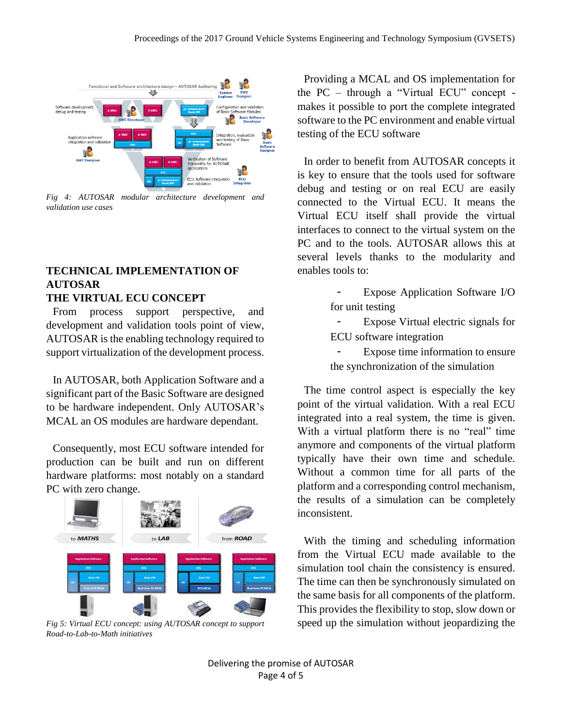Fig 4: *AUTOSAR modular architecture development and validation use cases*

## TECHNICAL IMPLEMENTATION OF AUTOSAR
## THE VIRTUAL ECU CONCEPT

From process support perspective, and development and validation tools point of view, AUTOSAR is the enabling technology required to support virtualization of the development process.

In AUTOSAR, both Application Software and a significant part of the Basic Software are designed to be hardware independent. Only AUTOSAR's MCAL an OS modules are hardware dependant.

Consequently, most ECU software intended for production can be built and run on different hardware platforms: most notably on a standard PC with zero change.

*Fig 5: Virtual ECU concept: using AUTOSAR concept to support Road-to-Lab-to-Math initiatives*

Providing a MCAL and OS implementation for the PC – through a "Virtual ECU" concept - makes it possible to port the complete integrated software to the PC environment and enable virtual testing of the ECU software

In order to benefit from AUTOSAR concepts it is key to ensure that the tools used for software debug and testing or on real ECU are easily connected to the Virtual ECU. It means the Virtual ECU itself shall provide the virtual interfaces to connect to the virtual system on the PC and to the tools. AUTOSAR allows this at several levels thanks to the modularity and enables tools to:

- Expose Application Software I/O for unit testing
- Expose Virtual electric signals for ECU software integration
- Expose time information to ensure the synchronization of the simulation

The time control aspect is especially the key point of the virtual validation. With a real ECU integrated into a real system, the time is given. With a virtual platform there is no "real" time anymore and components of the virtual platform typically have their own time and schedule. Without a common time for all parts of the platform and a corresponding control mechanism, the results of a simulation can be completely inconsistent.

With the timing and scheduling information from the Virtual ECU made available to the simulation tool chain the consistency is ensured. The time can then be synchronously simulated on the same basis for all components of the platform. This provides the flexibility to stop, slow down or speed up the simulation without jeopardizing the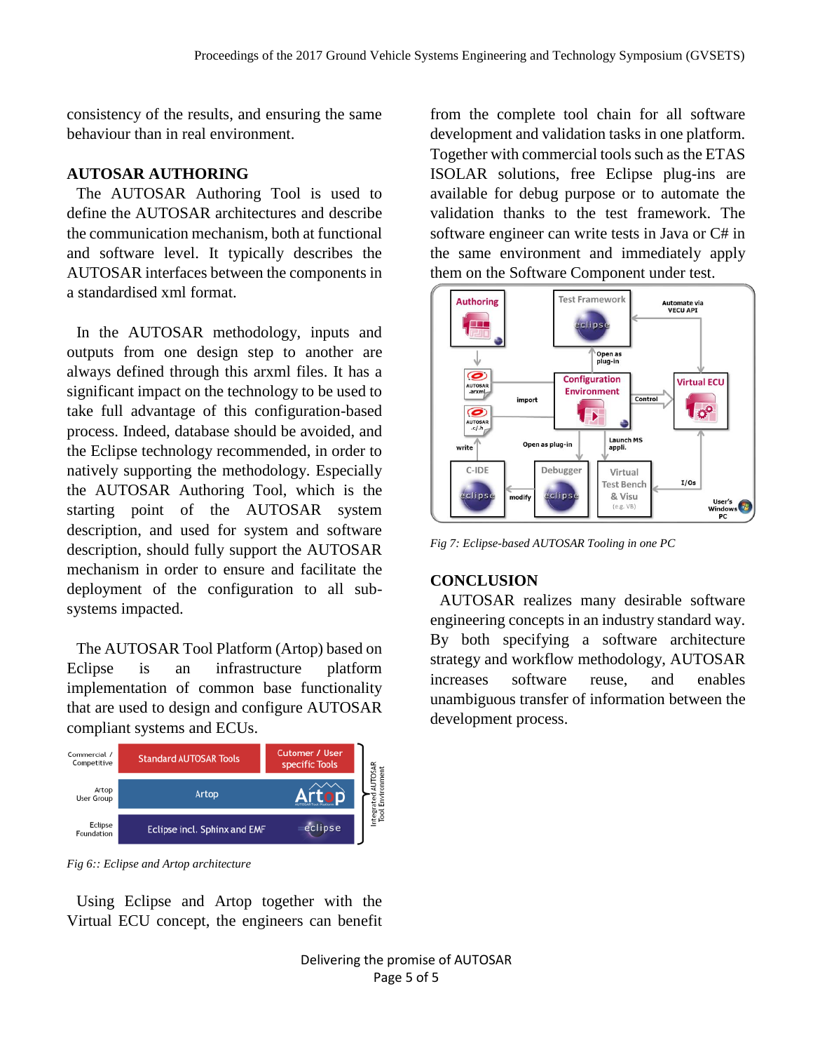consistency of the results, and ensuring the same behaviour than in real environment.

## AUTOSAR AUTHORING

The AUTOSAR Authoring Tool is used to define the AUTOSAR architectures and describe the communication mechanism, both at functional and software level. It typically describes the AUTOSAR interfaces between the components in a standardised xml format.

In the AUTOSAR methodology, inputs and outputs from one design step to another are always defined through this arxml files. It has a significant impact on the technology to be used to take full advantage of this configuration-based process. Indeed, database should be avoided, and the Eclipse technology recommended, in order to natively supporting the methodology. Especially the AUTOSAR Authoring Tool, which is the starting point of the AUTOSAR system description, and used for system and software description, should fully support the AUTOSAR mechanism in order to ensure and facilitate the deployment of the configuration to all sub-systems impacted.

The AUTOSAR Tool Platform (Artop) based on Eclipse is an infrastructure platform implementation of common base functionality that are used to design and configure AUTOSAR compliant systems and ECUs.

Commercial / Competitive
Standard AUTOSAR Tools
Cutomer / User specific Tools
Artop User Group
Artop
Eclipse Foundation
Eclipse incl. Sphinx and EMF
Integrated AUTOSAR Tool Environment

*Fig 6:: Eclipse and Artop architecture*

Using Eclipse and Artop together with the Virtual ECU concept, the engineers can benefit from the complete tool chain for all software development and validation tasks in one platform. Together with commercial tools such as the ETAS ISOLAR solutions, free Eclipse plug-ins are available for debug purpose or to automate the validation thanks to the test framework. The software engineer can write tests in Java or C# in the same environment and immediately apply them on the Software Component under test.

Authoring
Test Framework
Automate via VECU API
Open as plug-in
AUTOSAR .arxml
import
Configuration Environment
Control
Virtual ECU
AUTOSAR .c/.h
write
Open as plug-in
Launch MS appli.
C-IDE
Debugger
modify
Virtual Test Bench & Visu
(e.g. VB)
I/Os
User's Windows PC

*Fig 7: Eclipse-based AUTOSAR Tooling in one PC*

## CONCLUSION

AUTOSAR realizes many desirable software engineering concepts in an industry standard way. By both specifying a software architecture strategy and workflow methodology, AUTOSAR increases software reuse, and enables unambiguous transfer of information between the development process.